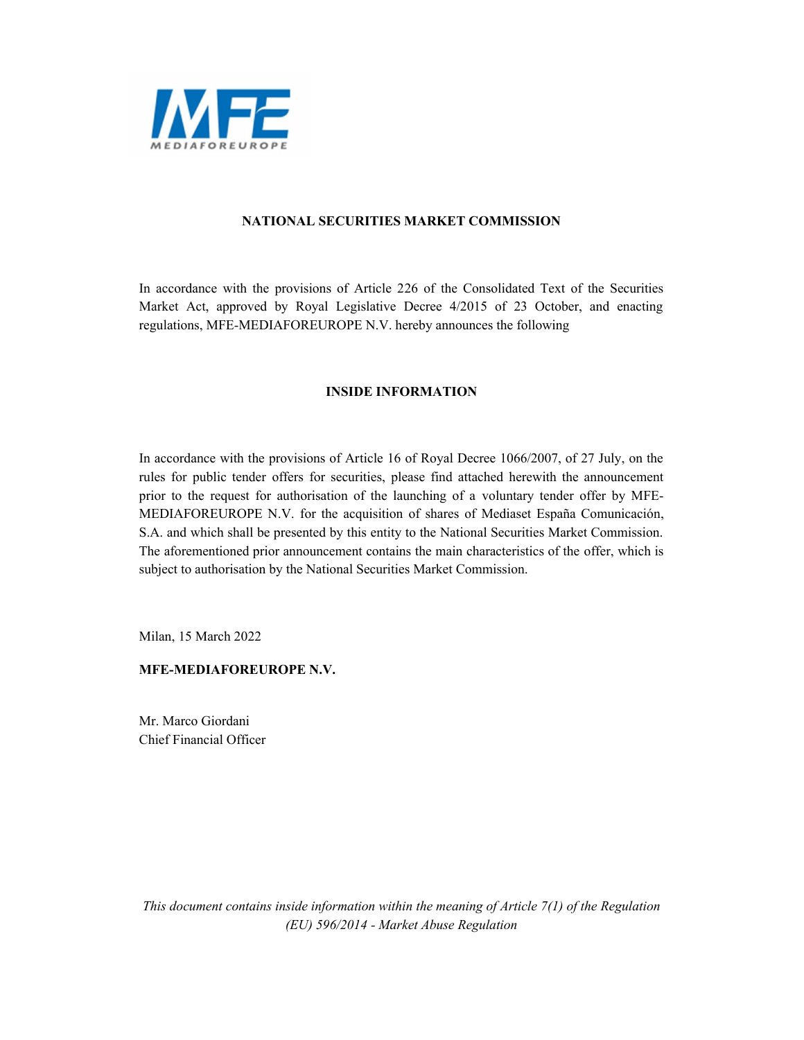**NATIONAL SECURITIES MARKET COMMISSION**

In accordance with the provisions of Article 226 of the Consolidated Text of the Securities Market Act, approved by Royal Legislative Decree 4/2015 of 23 October, and enacting regulations, MFE-MEDIAFOREUROPE N.V. hereby announces the following

**INSIDE INFORMATION**

In accordance with the provisions of Article 16 of Royal Decree 1066/2007, of 27 July, on the rules for public tender offers for securities, please find attached herewith the announcement prior to the request for authorisation of the launching of a voluntary tender offer by MFE-MEDIAFOREUROPE N.V. for the acquisition of shares of Mediaset España Comunicación, S.A. and which shall be presented by this entity to the National Securities Market Commission. The aforementioned prior announcement contains the main characteristics of the offer, which is subject to authorisation by the National Securities Market Commission.

Milan, 15 March 2022

**MFE-MEDIAFOREUROPE N.V.**

Mr. Marco Giordani
Chief Financial Officer

*This document contains inside information within the meaning of Article 7(1) of the Regulation (EU) 596/2014 - Market Abuse Regulation*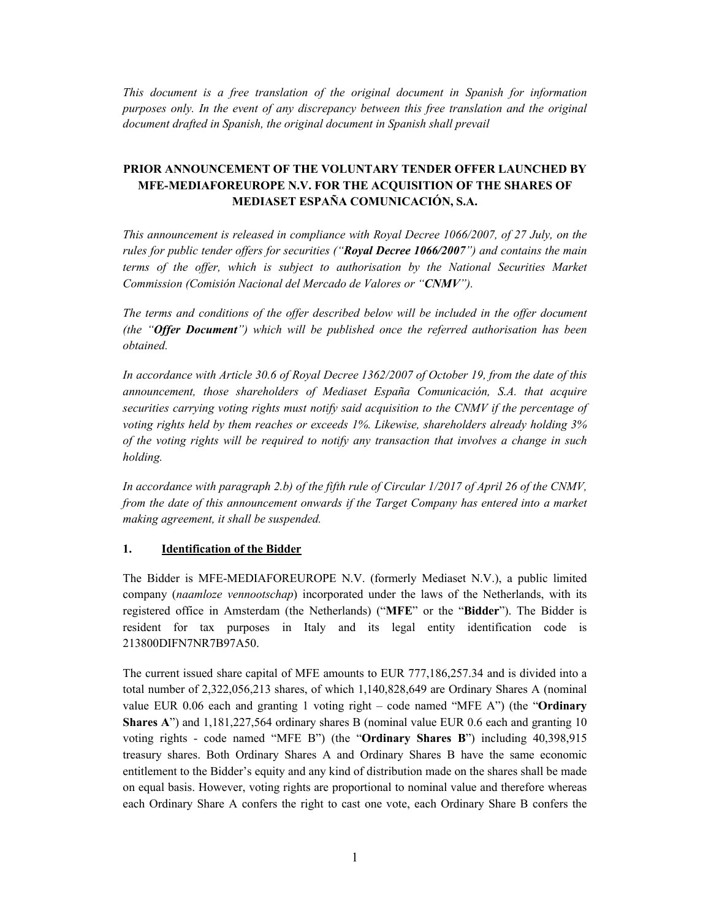*This document is a free translation of the original document in Spanish for information purposes only. In the event of any discrepancy between this free translation and the original document drafted in Spanish, the original document in Spanish shall prevail*

## PRIOR ANNOUNCEMENT OF THE VOLUNTARY TENDER OFFER LAUNCHED BY MFE-MEDIAFOREUROPE N.V. FOR THE ACQUISITION OF THE SHARES OF MEDIASET ESPAÑA COMUNICACIÓN, S.A.

*This announcement is released in compliance with Royal Decree 1066/2007, of 27 July, on the rules for public tender offers for securities ("**Royal Decree 1066/2007**") and contains the main terms of the offer, which is subject to authorisation by the National Securities Market Commission (Comisión Nacional del Mercado de Valores or "**CNMV**").*

*The terms and conditions of the offer described below will be included in the offer document (the "**Offer Document**") which will be published once the referred authorisation has been obtained.*

*In accordance with Article 30.6 of Royal Decree 1362/2007 of October 19, from the date of this announcement, those shareholders of Mediaset España Comunicación, S.A. that acquire securities carrying voting rights must notify said acquisition to the CNMV if the percentage of voting rights held by them reaches or exceeds 1%. Likewise, shareholders already holding 3% of the voting rights will be required to notify any transaction that involves a change in such holding.*

*In accordance with paragraph 2.b) of the fifth rule of Circular 1/2017 of April 26 of the CNMV, from the date of this announcement onwards if the Target Company has entered into a market making agreement, it shall be suspended.*

### 1. Identification of the Bidder

The Bidder is MFE-MEDIAFOREUROPE N.V. (formerly Mediaset N.V.), a public limited company (*naamloze vennootschap*) incorporated under the laws of the Netherlands, with its registered office in Amsterdam (the Netherlands) ("**MFE**" or the "**Bidder**"). The Bidder is resident for tax purposes in Italy and its legal entity identification code is 213800DIFN7NR7B97A50.

The current issued share capital of MFE amounts to EUR 777,186,257.34 and is divided into a total number of 2,322,056,213 shares, of which 1,140,828,649 are Ordinary Shares A (nominal value EUR 0.06 each and granting 1 voting right – code named "MFE A") (the "**Ordinary Shares A**") and 1,181,227,564 ordinary shares B (nominal value EUR 0.6 each and granting 10 voting rights - code named "MFE B") (the "**Ordinary Shares B**") including 40,398,915 treasury shares. Both Ordinary Shares A and Ordinary Shares B have the same economic entitlement to the Bidder's equity and any kind of distribution made on the shares shall be made on equal basis. However, voting rights are proportional to nominal value and therefore whereas each Ordinary Share A confers the right to cast one vote, each Ordinary Share B confers the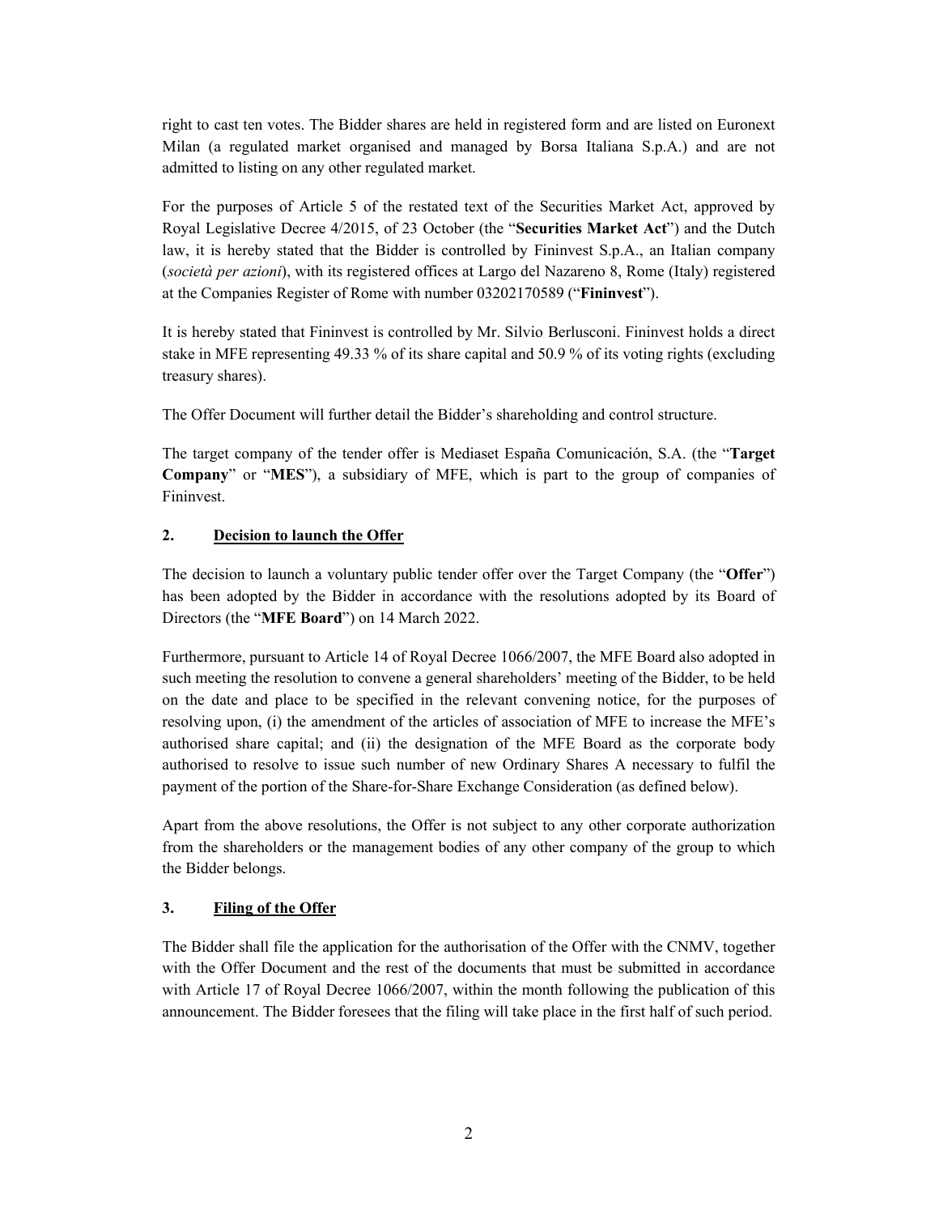right to cast ten votes. The Bidder shares are held in registered form and are listed on Euronext Milan (a regulated market organised and managed by Borsa Italiana S.p.A.) and are not admitted to listing on any other regulated market.

For the purposes of Article 5 of the restated text of the Securities Market Act, approved by Royal Legislative Decree 4/2015, of 23 October (the "**Securities Market Act**") and the Dutch law, it is hereby stated that the Bidder is controlled by Fininvest S.p.A., an Italian company (*società per azioni*), with its registered offices at Largo del Nazareno 8, Rome (Italy) registered at the Companies Register of Rome with number 03202170589 ("**Fininvest**").

It is hereby stated that Fininvest is controlled by Mr. Silvio Berlusconi. Fininvest holds a direct stake in MFE representing 49.33 % of its share capital and 50.9 % of its voting rights (excluding treasury shares).

The Offer Document will further detail the Bidder's shareholding and control structure.

The target company of the tender offer is Mediaset España Comunicación, S.A. (the "**Target Company**" or "**MES**"), a subsidiary of MFE, which is part to the group of companies of Fininvest.

## 2. Decision to launch the Offer

The decision to launch a voluntary public tender offer over the Target Company (the "**Offer**") has been adopted by the Bidder in accordance with the resolutions adopted by its Board of Directors (the "**MFE Board**") on 14 March 2022.

Furthermore, pursuant to Article 14 of Royal Decree 1066/2007, the MFE Board also adopted in such meeting the resolution to convene a general shareholders' meeting of the Bidder, to be held on the date and place to be specified in the relevant convening notice, for the purposes of resolving upon, (i) the amendment of the articles of association of MFE to increase the MFE's authorised share capital; and (ii) the designation of the MFE Board as the corporate body authorised to resolve to issue such number of new Ordinary Shares A necessary to fulfil the payment of the portion of the Share-for-Share Exchange Consideration (as defined below).

Apart from the above resolutions, the Offer is not subject to any other corporate authorization from the shareholders or the management bodies of any other company of the group to which the Bidder belongs.

## 3. Filing of the Offer

The Bidder shall file the application for the authorisation of the Offer with the CNMV, together with the Offer Document and the rest of the documents that must be submitted in accordance with Article 17 of Royal Decree 1066/2007, within the month following the publication of this announcement. The Bidder foresees that the filing will take place in the first half of such period.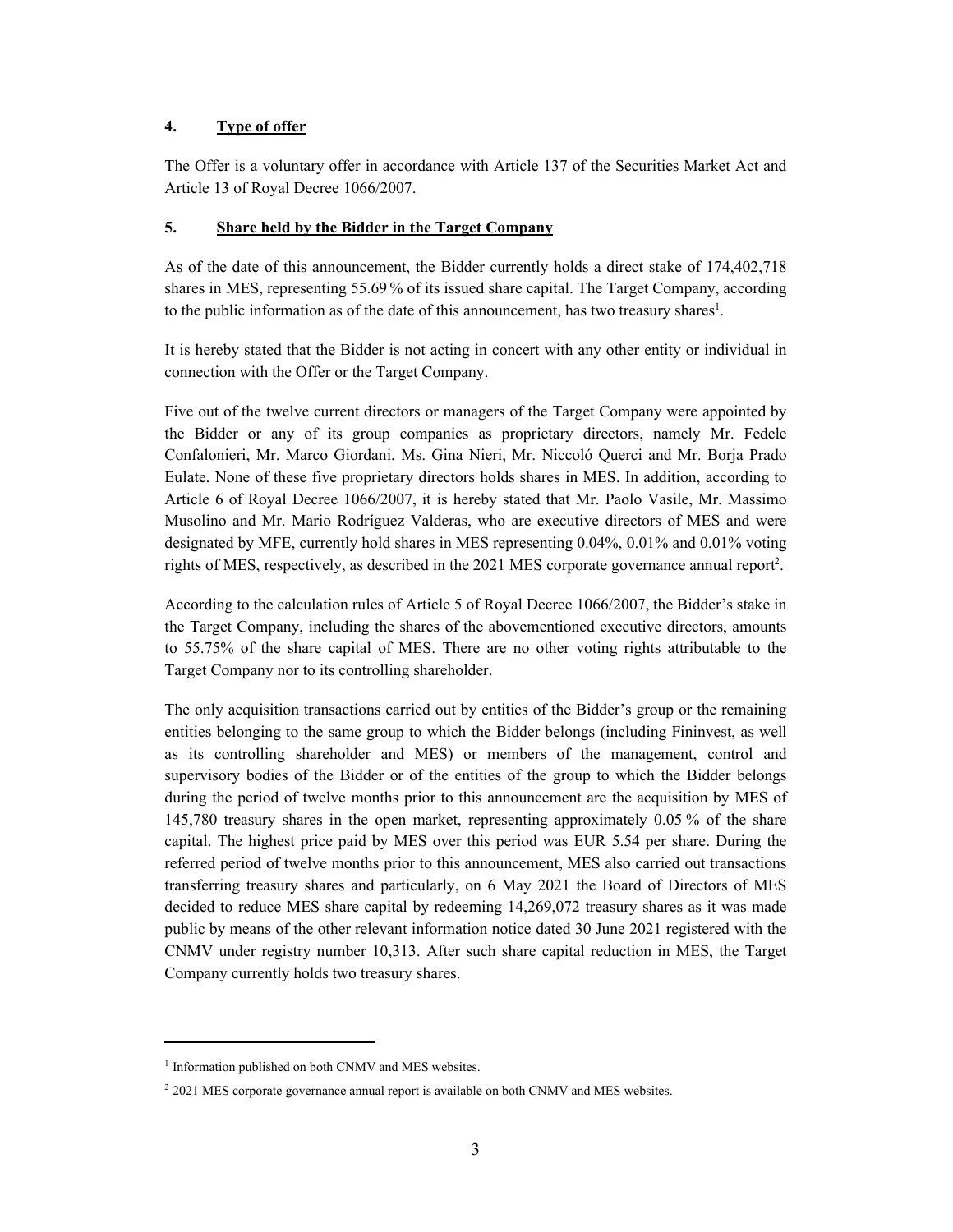## 4. Type of offer

The Offer is a voluntary offer in accordance with Article 137 of the Securities Market Act and Article 13 of Royal Decree 1066/2007.

## 5. Share held by the Bidder in the Target Company

As of the date of this announcement, the Bidder currently holds a direct stake of 174,402,718 shares in MES, representing 55.69 % of its issued share capital. The Target Company, according to the public information as of the date of this announcement, has two treasury shares[1].

It is hereby stated that the Bidder is not acting in concert with any other entity or individual in connection with the Offer or the Target Company.

Five out of the twelve current directors or managers of the Target Company were appointed by the Bidder or any of its group companies as proprietary directors, namely Mr. Fedele Confalonieri, Mr. Marco Giordani, Ms. Gina Nieri, Mr. Niccoló Querci and Mr. Borja Prado Eulate. None of these five proprietary directors holds shares in MES. In addition, according to Article 6 of Royal Decree 1066/2007, it is hereby stated that Mr. Paolo Vasile, Mr. Massimo Musolino and Mr. Mario Rodríguez Valderas, who are executive directors of MES and were designated by MFE, currently hold shares in MES representing 0.04%, 0.01% and 0.01% voting rights of MES, respectively, as described in the 2021 MES corporate governance annual report[2].

According to the calculation rules of Article 5 of Royal Decree 1066/2007, the Bidder's stake in the Target Company, including the shares of the abovementioned executive directors, amounts to 55.75% of the share capital of MES. There are no other voting rights attributable to the Target Company nor to its controlling shareholder.

The only acquisition transactions carried out by entities of the Bidder's group or the remaining entities belonging to the same group to which the Bidder belongs (including Fininvest, as well as its controlling shareholder and MES) or members of the management, control and supervisory bodies of the Bidder or of the entities of the group to which the Bidder belongs during the period of twelve months prior to this announcement are the acquisition by MES of 145,780 treasury shares in the open market, representing approximately 0.05 % of the share capital. The highest price paid by MES over this period was EUR 5.54 per share. During the referred period of twelve months prior to this announcement, MES also carried out transactions transferring treasury shares and particularly, on 6 May 2021 the Board of Directors of MES decided to reduce MES share capital by redeeming 14,269,072 treasury shares as it was made public by means of the other relevant information notice dated 30 June 2021 registered with the CNMV under registry number 10,313. After such share capital reduction in MES, the Target Company currently holds two treasury shares.

[1] Information published on both CNMV and MES websites.

[2] 2021 MES corporate governance annual report is available on both CNMV and MES websites.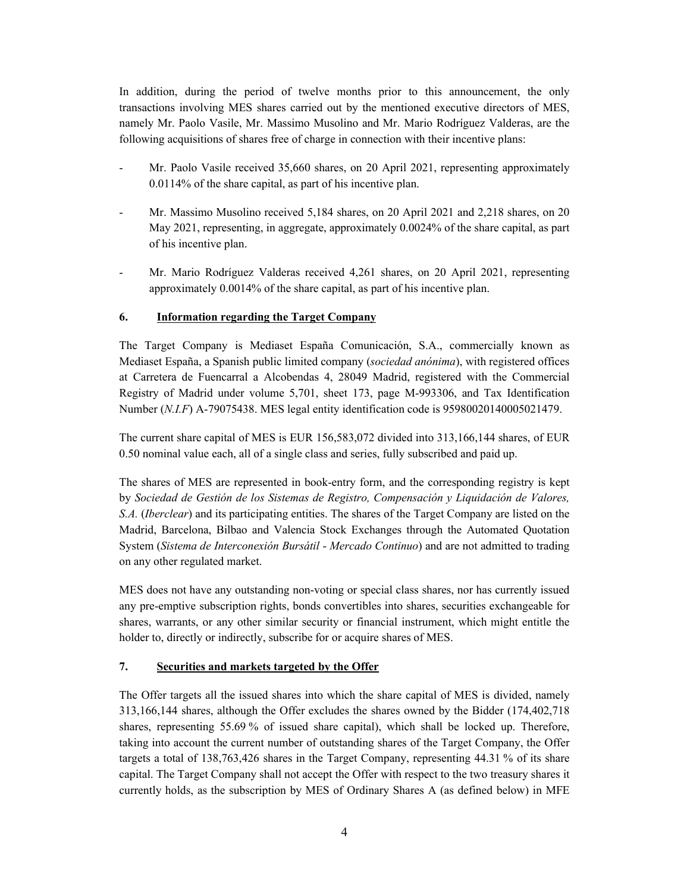In addition, during the period of twelve months prior to this announcement, the only transactions involving MES shares carried out by the mentioned executive directors of MES, namely Mr. Paolo Vasile, Mr. Massimo Musolino and Mr. Mario Rodríguez Valderas, are the following acquisitions of shares free of charge in connection with their incentive plans:

- Mr. Paolo Vasile received 35,660 shares, on 20 April 2021, representing approximately 0.0114% of the share capital, as part of his incentive plan.
- Mr. Massimo Musolino received 5,184 shares, on 20 April 2021 and 2,218 shares, on 20 May 2021, representing, in aggregate, approximately 0.0024% of the share capital, as part of his incentive plan.
- Mr. Mario Rodríguez Valderas received 4,261 shares, on 20 April 2021, representing approximately 0.0014% of the share capital, as part of his incentive plan.

## 6. Information regarding the Target Company

The Target Company is Mediaset España Comunicación, S.A., commercially known as Mediaset España, a Spanish public limited company (*sociedad anónima*), with registered offices at Carretera de Fuencarral a Alcobendas 4, 28049 Madrid, registered with the Commercial Registry of Madrid under volume 5,701, sheet 173, page M-993306, and Tax Identification Number (*N.I.F*) A-79075438. MES legal entity identification code is 95980020140005021479.

The current share capital of MES is EUR 156,583,072 divided into 313,166,144 shares, of EUR 0.50 nominal value each, all of a single class and series, fully subscribed and paid up.

The shares of MES are represented in book-entry form, and the corresponding registry is kept by *Sociedad de Gestión de los Sistemas de Registro, Compensación y Liquidación de Valores, S.A.* (*Iberclear*) and its participating entities. The shares of the Target Company are listed on the Madrid, Barcelona, Bilbao and Valencia Stock Exchanges through the Automated Quotation System (*Sistema de Interconexión Bursátil - Mercado Continuo*) and are not admitted to trading on any other regulated market.

MES does not have any outstanding non-voting or special class shares, nor has currently issued any pre-emptive subscription rights, bonds convertibles into shares, securities exchangeable for shares, warrants, or any other similar security or financial instrument, which might entitle the holder to, directly or indirectly, subscribe for or acquire shares of MES.

## 7. Securities and markets targeted by the Offer

The Offer targets all the issued shares into which the share capital of MES is divided, namely 313,166,144 shares, although the Offer excludes the shares owned by the Bidder (174,402,718 shares, representing 55.69 % of issued share capital), which shall be locked up. Therefore, taking into account the current number of outstanding shares of the Target Company, the Offer targets a total of 138,763,426 shares in the Target Company, representing 44.31 % of its share capital. The Target Company shall not accept the Offer with respect to the two treasury shares it currently holds, as the subscription by MES of Ordinary Shares A (as defined below) in MFE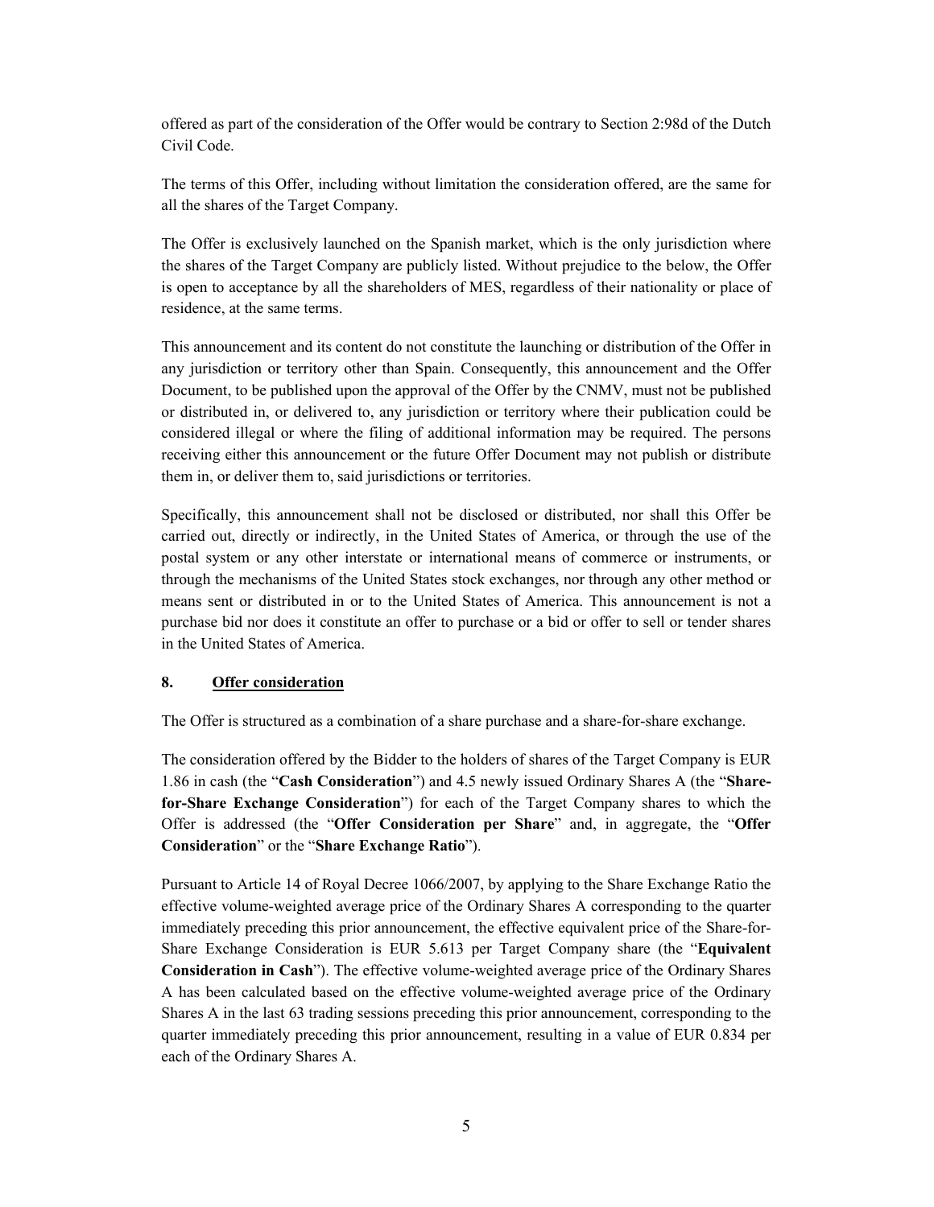offered as part of the consideration of the Offer would be contrary to Section 2:98d of the Dutch Civil Code.

The terms of this Offer, including without limitation the consideration offered, are the same for all the shares of the Target Company.

The Offer is exclusively launched on the Spanish market, which is the only jurisdiction where the shares of the Target Company are publicly listed. Without prejudice to the below, the Offer is open to acceptance by all the shareholders of MES, regardless of their nationality or place of residence, at the same terms.

This announcement and its content do not constitute the launching or distribution of the Offer in any jurisdiction or territory other than Spain. Consequently, this announcement and the Offer Document, to be published upon the approval of the Offer by the CNMV, must not be published or distributed in, or delivered to, any jurisdiction or territory where their publication could be considered illegal or where the filing of additional information may be required. The persons receiving either this announcement or the future Offer Document may not publish or distribute them in, or deliver them to, said jurisdictions or territories.

Specifically, this announcement shall not be disclosed or distributed, nor shall this Offer be carried out, directly or indirectly, in the United States of America, or through the use of the postal system or any other interstate or international means of commerce or instruments, or through the mechanisms of the United States stock exchanges, nor through any other method or means sent or distributed in or to the United States of America. This announcement is not a purchase bid nor does it constitute an offer to purchase or a bid or offer to sell or tender shares in the United States of America.

## 8. Offer consideration

The Offer is structured as a combination of a share purchase and a share-for-share exchange.

The consideration offered by the Bidder to the holders of shares of the Target Company is EUR 1.86 in cash (the "**Cash Consideration**") and 4.5 newly issued Ordinary Shares A (the "**Share-for-Share Exchange Consideration**") for each of the Target Company shares to which the Offer is addressed (the "**Offer Consideration per Share**" and, in aggregate, the "**Offer Consideration**" or the "**Share Exchange Ratio**").

Pursuant to Article 14 of Royal Decree 1066/2007, by applying to the Share Exchange Ratio the effective volume-weighted average price of the Ordinary Shares A corresponding to the quarter immediately preceding this prior announcement, the effective equivalent price of the Share-for-Share Exchange Consideration is EUR 5.613 per Target Company share (the "**Equivalent Consideration in Cash**"). The effective volume-weighted average price of the Ordinary Shares A has been calculated based on the effective volume-weighted average price of the Ordinary Shares A in the last 63 trading sessions preceding this prior announcement, corresponding to the quarter immediately preceding this prior announcement, resulting in a value of EUR 0.834 per each of the Ordinary Shares A.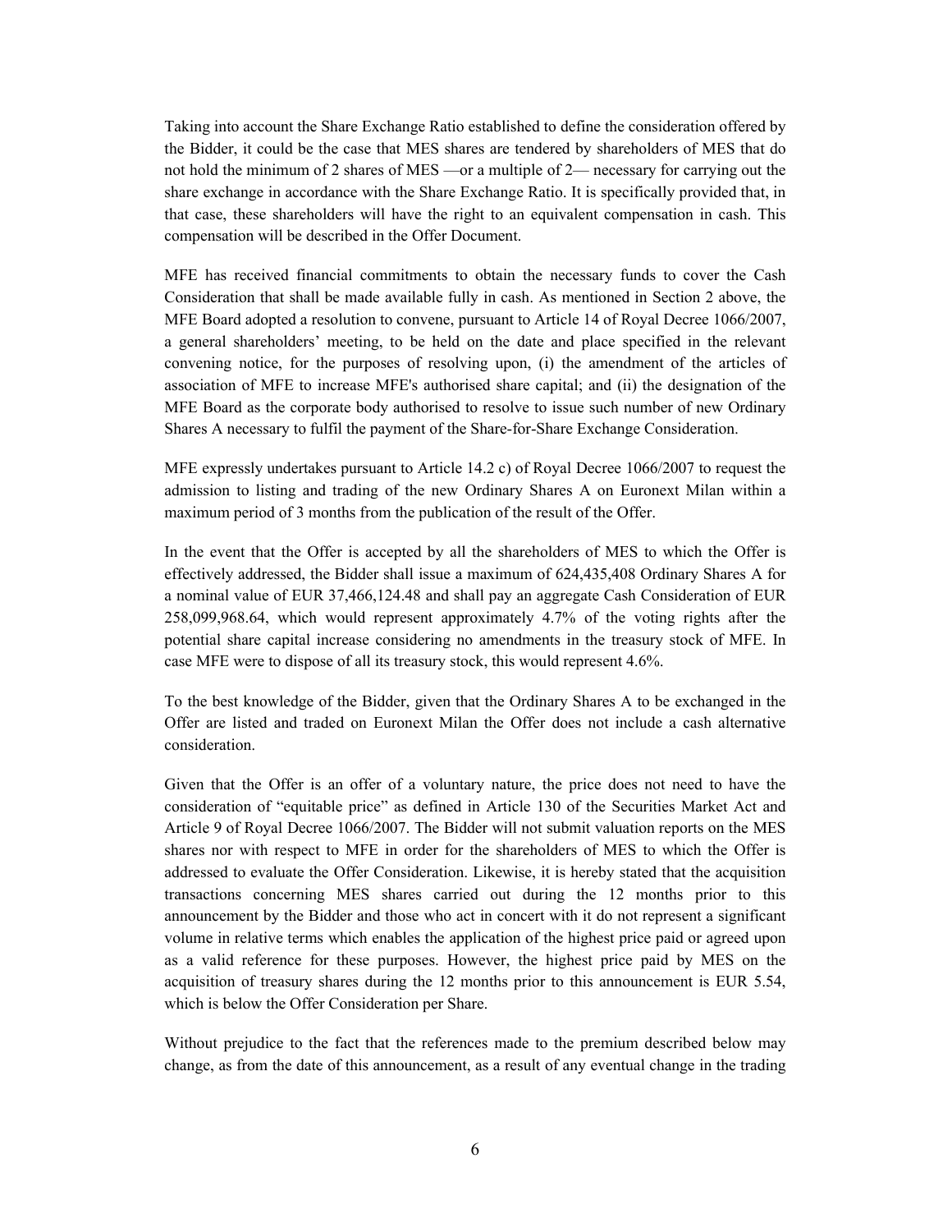Taking into account the Share Exchange Ratio established to define the consideration offered by the Bidder, it could be the case that MES shares are tendered by shareholders of MES that do not hold the minimum of 2 shares of MES —or a multiple of 2— necessary for carrying out the share exchange in accordance with the Share Exchange Ratio. It is specifically provided that, in that case, these shareholders will have the right to an equivalent compensation in cash. This compensation will be described in the Offer Document.

MFE has received financial commitments to obtain the necessary funds to cover the Cash Consideration that shall be made available fully in cash. As mentioned in Section 2 above, the MFE Board adopted a resolution to convene, pursuant to Article 14 of Royal Decree 1066/2007, a general shareholders' meeting, to be held on the date and place specified in the relevant convening notice, for the purposes of resolving upon, (i) the amendment of the articles of association of MFE to increase MFE's authorised share capital; and (ii) the designation of the MFE Board as the corporate body authorised to resolve to issue such number of new Ordinary Shares A necessary to fulfil the payment of the Share-for-Share Exchange Consideration.

MFE expressly undertakes pursuant to Article 14.2 c) of Royal Decree 1066/2007 to request the admission to listing and trading of the new Ordinary Shares A on Euronext Milan within a maximum period of 3 months from the publication of the result of the Offer.

In the event that the Offer is accepted by all the shareholders of MES to which the Offer is effectively addressed, the Bidder shall issue a maximum of 624,435,408 Ordinary Shares A for a nominal value of EUR 37,466,124.48 and shall pay an aggregate Cash Consideration of EUR 258,099,968.64, which would represent approximately 4.7% of the voting rights after the potential share capital increase considering no amendments in the treasury stock of MFE. In case MFE were to dispose of all its treasury stock, this would represent 4.6%.

To the best knowledge of the Bidder, given that the Ordinary Shares A to be exchanged in the Offer are listed and traded on Euronext Milan the Offer does not include a cash alternative consideration.

Given that the Offer is an offer of a voluntary nature, the price does not need to have the consideration of "equitable price" as defined in Article 130 of the Securities Market Act and Article 9 of Royal Decree 1066/2007. The Bidder will not submit valuation reports on the MES shares nor with respect to MFE in order for the shareholders of MES to which the Offer is addressed to evaluate the Offer Consideration. Likewise, it is hereby stated that the acquisition transactions concerning MES shares carried out during the 12 months prior to this announcement by the Bidder and those who act in concert with it do not represent a significant volume in relative terms which enables the application of the highest price paid or agreed upon as a valid reference for these purposes. However, the highest price paid by MES on the acquisition of treasury shares during the 12 months prior to this announcement is EUR 5.54, which is below the Offer Consideration per Share.

Without prejudice to the fact that the references made to the premium described below may change, as from the date of this announcement, as a result of any eventual change in the trading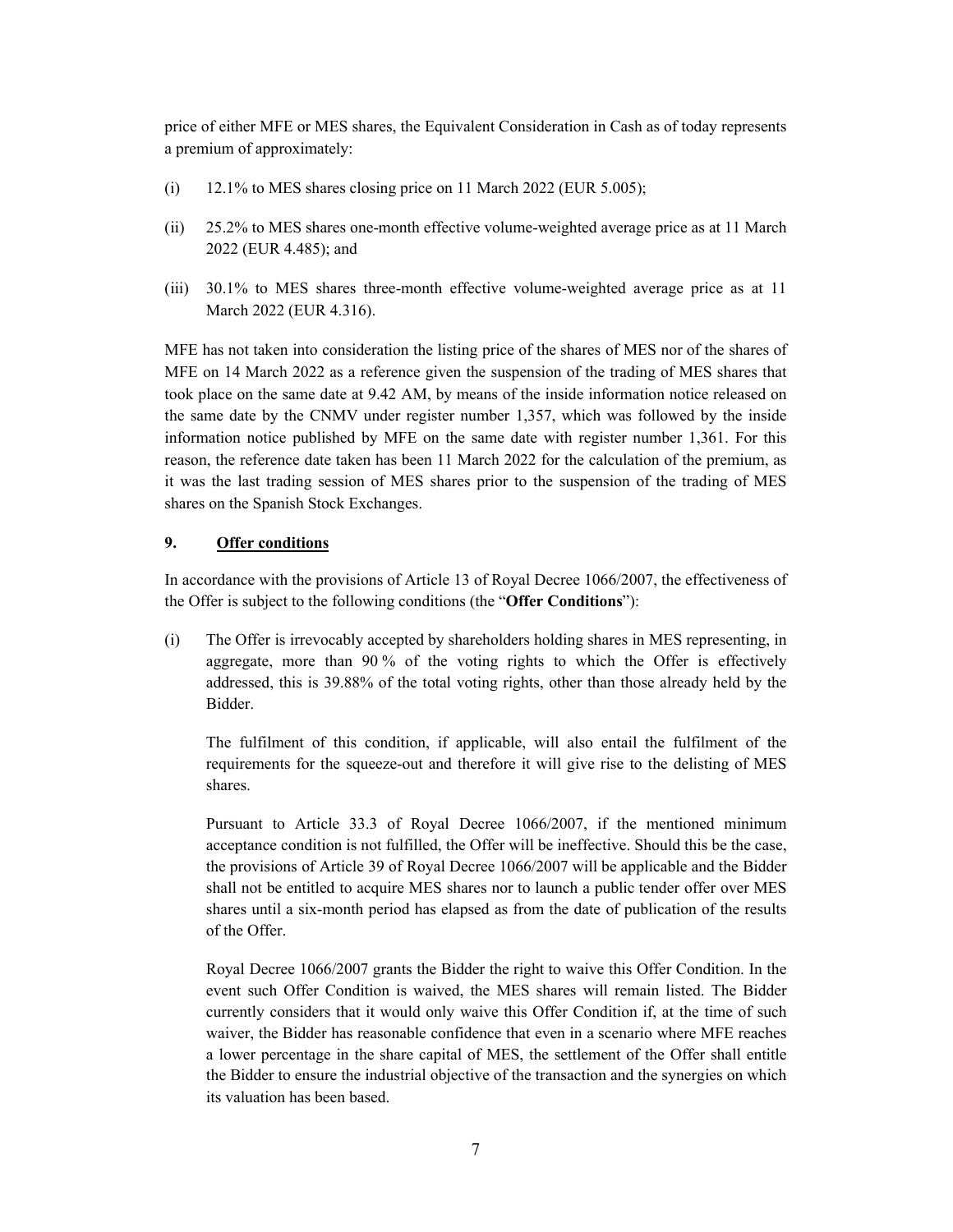price of either MFE or MES shares, the Equivalent Consideration in Cash as of today represents a premium of approximately:

(i) 12.1% to MES shares closing price on 11 March 2022 (EUR 5.005);

(ii) 25.2% to MES shares one-month effective volume-weighted average price as at 11 March 2022 (EUR 4.485); and

(iii) 30.1% to MES shares three-month effective volume-weighted average price as at 11 March 2022 (EUR 4.316).

MFE has not taken into consideration the listing price of the shares of MES nor of the shares of MFE on 14 March 2022 as a reference given the suspension of the trading of MES shares that took place on the same date at 9.42 AM, by means of the inside information notice released on the same date by the CNMV under register number 1,357, which was followed by the inside information notice published by MFE on the same date with register number 1,361. For this reason, the reference date taken has been 11 March 2022 for the calculation of the premium, as it was the last trading session of MES shares prior to the suspension of the trading of MES shares on the Spanish Stock Exchanges.

## 9. Offer conditions

In accordance with the provisions of Article 13 of Royal Decree 1066/2007, the effectiveness of the Offer is subject to the following conditions (the "**Offer Conditions**"):

(i) The Offer is irrevocably accepted by shareholders holding shares in MES representing, in aggregate, more than 90 % of the voting rights to which the Offer is effectively addressed, this is 39.88% of the total voting rights, other than those already held by the Bidder.

The fulfilment of this condition, if applicable, will also entail the fulfilment of the requirements for the squeeze-out and therefore it will give rise to the delisting of MES shares.

Pursuant to Article 33.3 of Royal Decree 1066/2007, if the mentioned minimum acceptance condition is not fulfilled, the Offer will be ineffective. Should this be the case, the provisions of Article 39 of Royal Decree 1066/2007 will be applicable and the Bidder shall not be entitled to acquire MES shares nor to launch a public tender offer over MES shares until a six-month period has elapsed as from the date of publication of the results of the Offer.

Royal Decree 1066/2007 grants the Bidder the right to waive this Offer Condition. In the event such Offer Condition is waived, the MES shares will remain listed. The Bidder currently considers that it would only waive this Offer Condition if, at the time of such waiver, the Bidder has reasonable confidence that even in a scenario where MFE reaches a lower percentage in the share capital of MES, the settlement of the Offer shall entitle the Bidder to ensure the industrial objective of the transaction and the synergies on which its valuation has been based.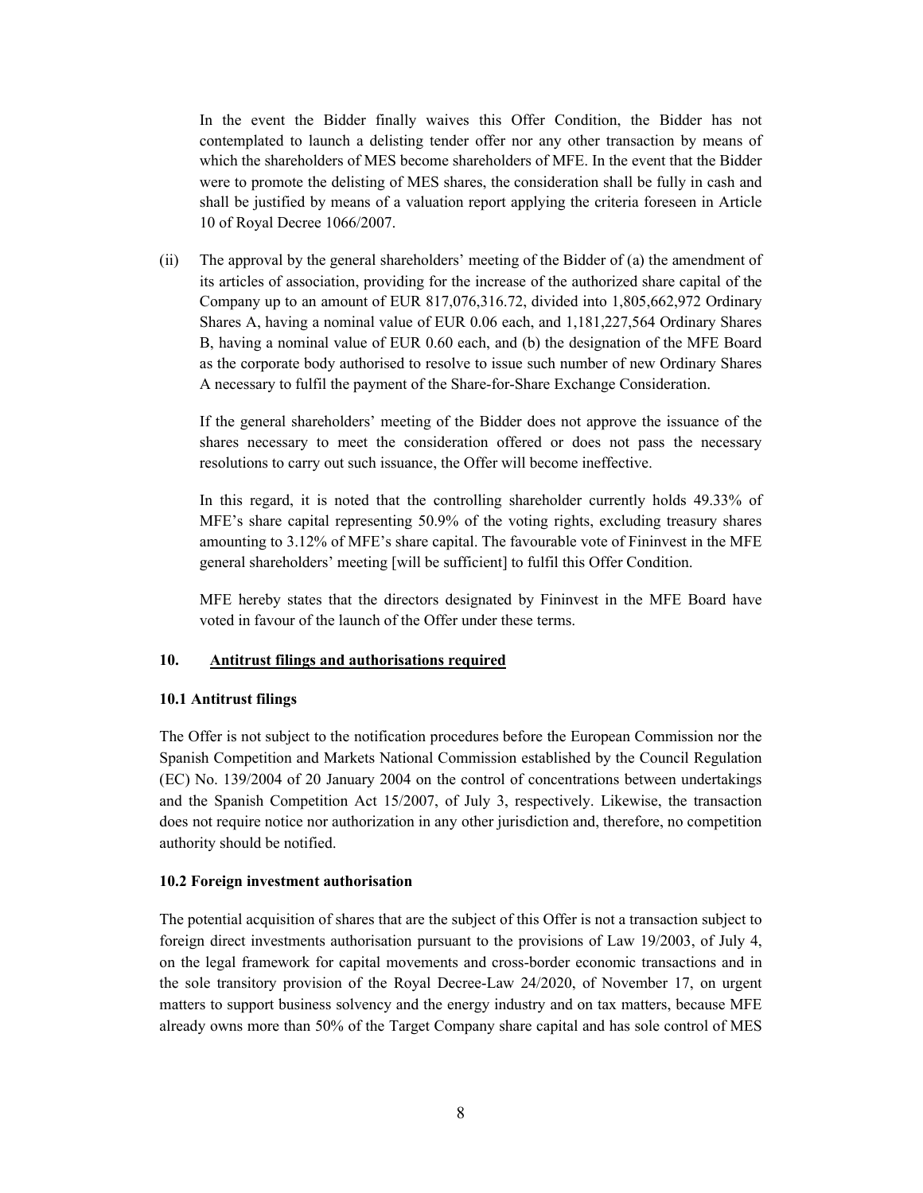In the event the Bidder finally waives this Offer Condition, the Bidder has not contemplated to launch a delisting tender offer nor any other transaction by means of which the shareholders of MES become shareholders of MFE. In the event that the Bidder were to promote the delisting of MES shares, the consideration shall be fully in cash and shall be justified by means of a valuation report applying the criteria foreseen in Article 10 of Royal Decree 1066/2007.

(ii) The approval by the general shareholders' meeting of the Bidder of (a) the amendment of its articles of association, providing for the increase of the authorized share capital of the Company up to an amount of EUR 817,076,316.72, divided into 1,805,662,972 Ordinary Shares A, having a nominal value of EUR 0.06 each, and 1,181,227,564 Ordinary Shares B, having a nominal value of EUR 0.60 each, and (b) the designation of the MFE Board as the corporate body authorised to resolve to issue such number of new Ordinary Shares A necessary to fulfil the payment of the Share-for-Share Exchange Consideration.

If the general shareholders' meeting of the Bidder does not approve the issuance of the shares necessary to meet the consideration offered or does not pass the necessary resolutions to carry out such issuance, the Offer will become ineffective.

In this regard, it is noted that the controlling shareholder currently holds 49.33% of MFE's share capital representing 50.9% of the voting rights, excluding treasury shares amounting to 3.12% of MFE's share capital. The favourable vote of Fininvest in the MFE general shareholders' meeting [will be sufficient] to fulfil this Offer Condition.

MFE hereby states that the directors designated by Fininvest in the MFE Board have voted in favour of the launch of the Offer under these terms.

## 10. Antitrust filings and authorisations required

### 10.1 Antitrust filings

The Offer is not subject to the notification procedures before the European Commission nor the Spanish Competition and Markets National Commission established by the Council Regulation (EC) No. 139/2004 of 20 January 2004 on the control of concentrations between undertakings and the Spanish Competition Act 15/2007, of July 3, respectively. Likewise, the transaction does not require notice nor authorization in any other jurisdiction and, therefore, no competition authority should be notified.

### 10.2 Foreign investment authorisation

The potential acquisition of shares that are the subject of this Offer is not a transaction subject to foreign direct investments authorisation pursuant to the provisions of Law 19/2003, of July 4, on the legal framework for capital movements and cross-border economic transactions and in the sole transitory provision of the Royal Decree-Law 24/2020, of November 17, on urgent matters to support business solvency and the energy industry and on tax matters, because MFE already owns more than 50% of the Target Company share capital and has sole control of MES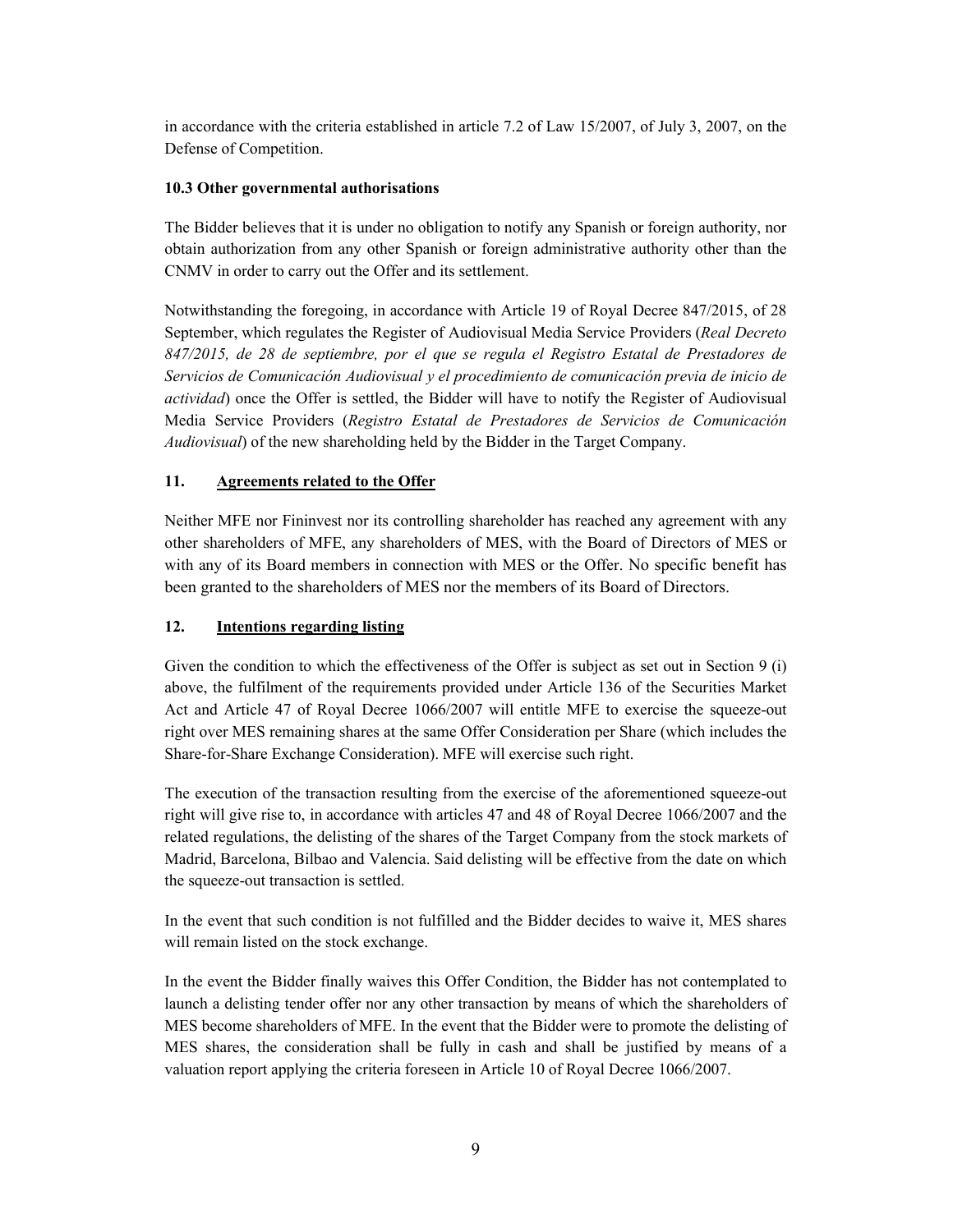in accordance with the criteria established in article 7.2 of Law 15/2007, of July 3, 2007, on the Defense of Competition.

**10.3 Other governmental authorisations**

The Bidder believes that it is under no obligation to notify any Spanish or foreign authority, nor obtain authorization from any other Spanish or foreign administrative authority other than the CNMV in order to carry out the Offer and its settlement.

Notwithstanding the foregoing, in accordance with Article 19 of Royal Decree 847/2015, of 28 September, which regulates the Register of Audiovisual Media Service Providers (*Real Decreto 847/2015, de 28 de septiembre, por el que se regula el Registro Estatal de Prestadores de Servicios de Comunicación Audiovisual y el procedimiento de comunicación previa de inicio de actividad*) once the Offer is settled, the Bidder will have to notify the Register of Audiovisual Media Service Providers (*Registro Estatal de Prestadores de Servicios de Comunicación Audiovisual*) of the new shareholding held by the Bidder in the Target Company.

## 11. Agreements related to the Offer

Neither MFE nor Fininvest nor its controlling shareholder has reached any agreement with any other shareholders of MFE, any shareholders of MES, with the Board of Directors of MES or with any of its Board members in connection with MES or the Offer. No specific benefit has been granted to the shareholders of MES nor the members of its Board of Directors.

## 12. Intentions regarding listing

Given the condition to which the effectiveness of the Offer is subject as set out in Section 9 (i) above, the fulfilment of the requirements provided under Article 136 of the Securities Market Act and Article 47 of Royal Decree 1066/2007 will entitle MFE to exercise the squeeze-out right over MES remaining shares at the same Offer Consideration per Share (which includes the Share-for-Share Exchange Consideration). MFE will exercise such right.

The execution of the transaction resulting from the exercise of the aforementioned squeeze-out right will give rise to, in accordance with articles 47 and 48 of Royal Decree 1066/2007 and the related regulations, the delisting of the shares of the Target Company from the stock markets of Madrid, Barcelona, Bilbao and Valencia. Said delisting will be effective from the date on which the squeeze-out transaction is settled.

In the event that such condition is not fulfilled and the Bidder decides to waive it, MES shares will remain listed on the stock exchange.

In the event the Bidder finally waives this Offer Condition, the Bidder has not contemplated to launch a delisting tender offer nor any other transaction by means of which the shareholders of MES become shareholders of MFE. In the event that the Bidder were to promote the delisting of MES shares, the consideration shall be fully in cash and shall be justified by means of a valuation report applying the criteria foreseen in Article 10 of Royal Decree 1066/2007.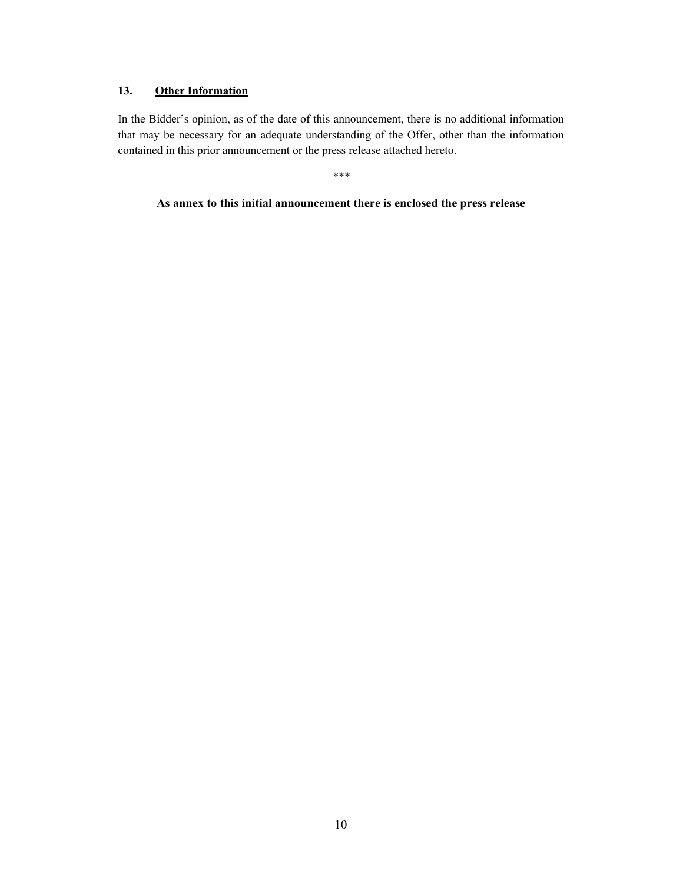## 13. <u>Other Information</u>

In the Bidder's opinion, as of the date of this announcement, there is no additional information that may be necessary for an adequate understanding of the Offer, other than the information contained in this prior announcement or the press release attached hereto.

***

**As annex to this initial announcement there is enclosed the press release**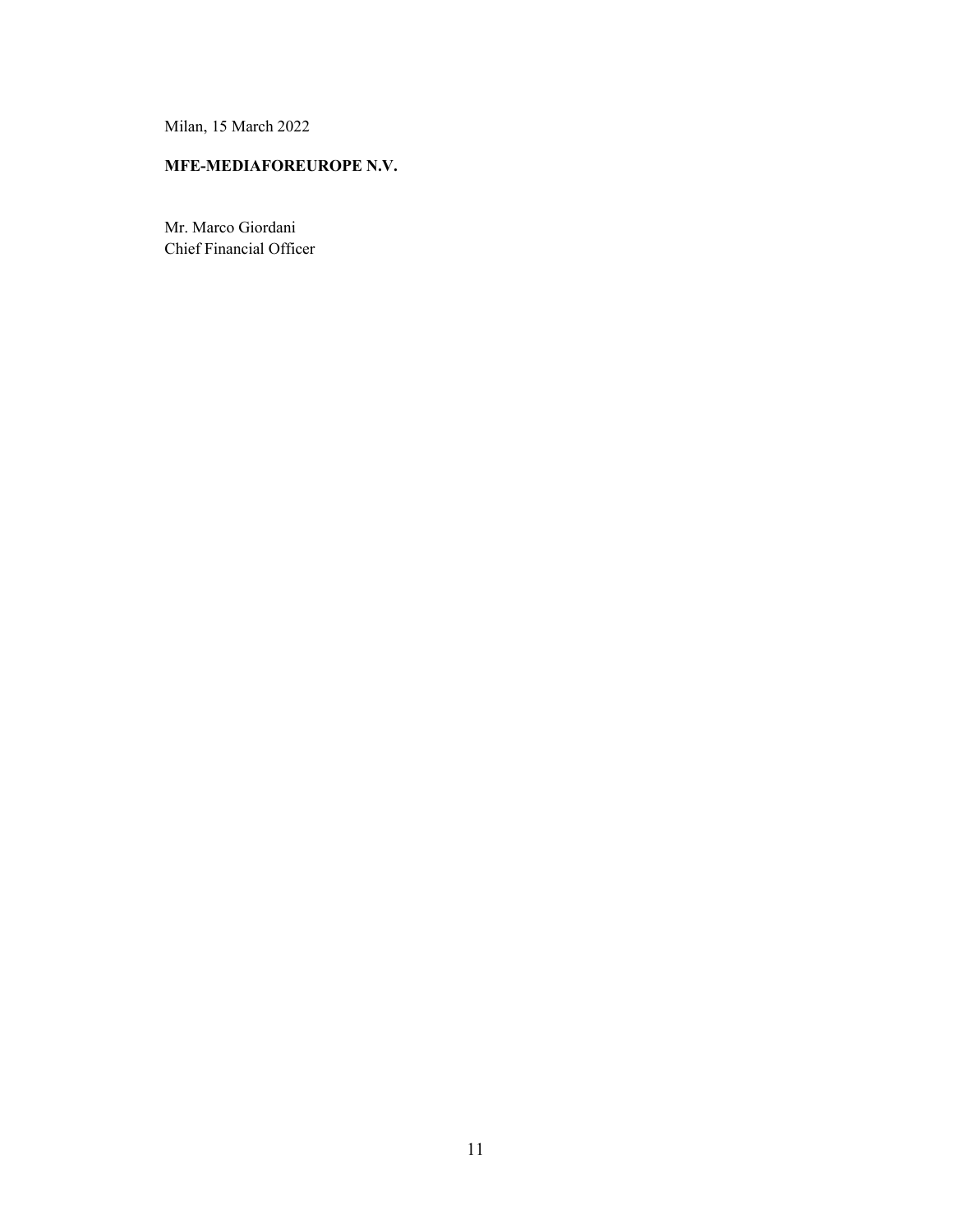Milan, 15 March 2022

**MFE-MEDIAFOREUROPE N.V.**

Mr. Marco Giordani
Chief Financial Officer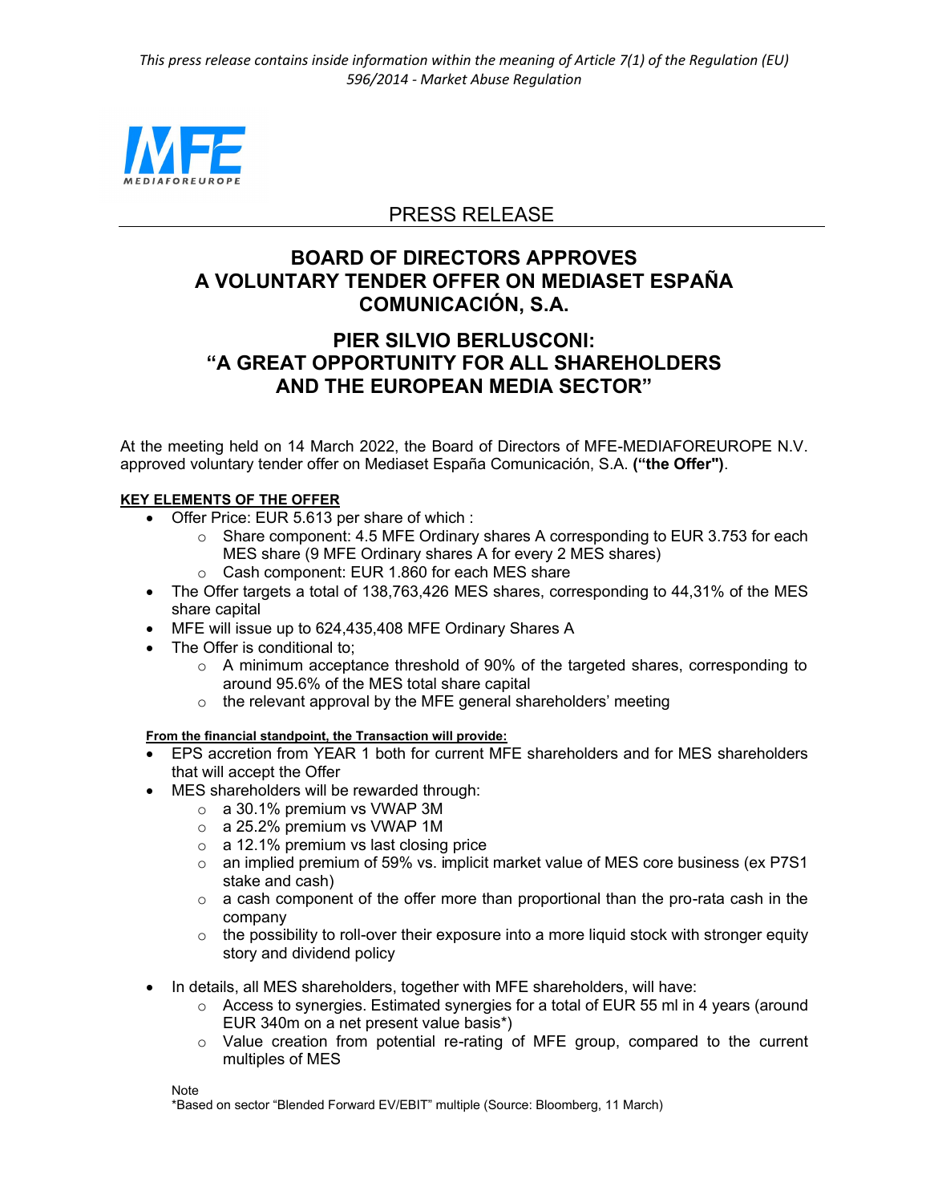*This press release contains inside information within the meaning of Article 7(1) of the Regulation (EU) 596/2014 - Market Abuse Regulation*

PRESS RELEASE

# BOARD OF DIRECTORS APPROVES A VOLUNTARY TENDER OFFER ON MEDIASET ESPAÑA COMUNICACIÓN, S.A.

## PIER SILVIO BERLUSCONI: "A GREAT OPPORTUNITY FOR ALL SHAREHOLDERS AND THE EUROPEAN MEDIA SECTOR"

At the meeting held on 14 March 2022, the Board of Directors of MFE-MEDIAFOREUROPE N.V. approved voluntary tender offer on Mediaset España Comunicación, S.A. **("the Offer")**.

**KEY ELEMENTS OF THE OFFER**

- Offer Price: EUR 5.613 per share of which :
  - Share component: 4.5 MFE Ordinary shares A corresponding to EUR 3.753 for each MES share (9 MFE Ordinary shares A for every 2 MES shares)
  - Cash component: EUR 1.860 for each MES share
- The Offer targets a total of 138,763,426 MES shares, corresponding to 44,31% of the MES share capital
- MFE will issue up to 624,435,408 MFE Ordinary Shares A
- The Offer is conditional to;
  - A minimum acceptance threshold of 90% of the targeted shares, corresponding to around 95.6% of the MES total share capital
  - the relevant approval by the MFE general shareholders' meeting

**From the financial standpoint, the Transaction will provide:**

- EPS accretion from YEAR 1 both for current MFE shareholders and for MES shareholders that will accept the Offer
- MES shareholders will be rewarded through:
  - a 30.1% premium vs VWAP 3M
  - a 25.2% premium vs VWAP 1M
  - a 12.1% premium vs last closing price
  - an implied premium of 59% vs. implicit market value of MES core business (ex P7S1 stake and cash)
  - a cash component of the offer more than proportional than the pro-rata cash in the company
  - the possibility to roll-over their exposure into a more liquid stock with stronger equity story and dividend policy
- In details, all MES shareholders, together with MFE shareholders, will have:
  - Access to synergies. Estimated synergies for a total of EUR 55 ml in 4 years (around EUR 340m on a net present value basis*)
  - Value creation from potential re-rating of MFE group, compared to the current multiples of MES

Note
*Based on sector "Blended Forward EV/EBIT" multiple (Source: Bloomberg, 11 March)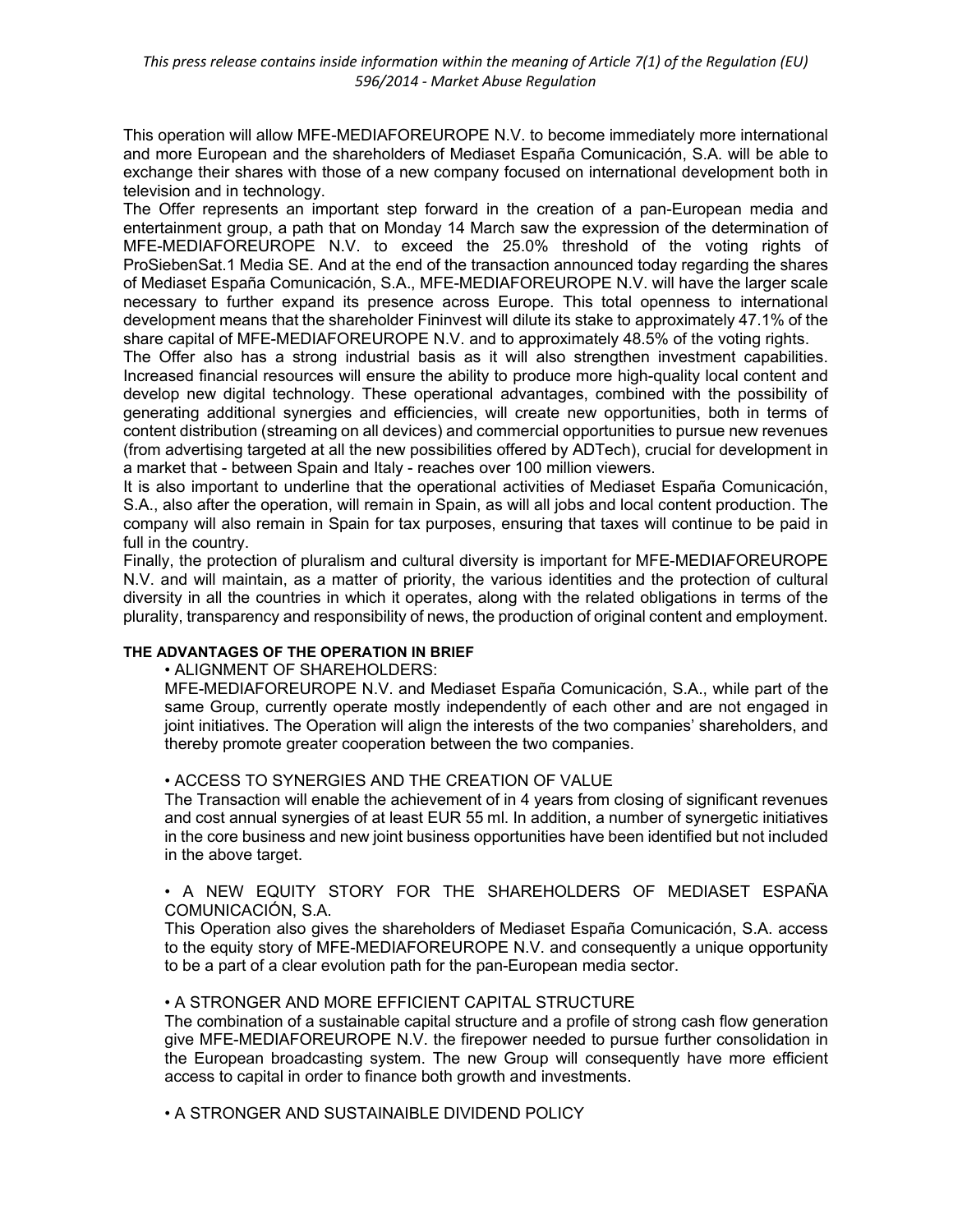This operation will allow MFE-MEDIAFOREUROPE N.V. to become immediately more international and more European and the shareholders of Mediaset España Comunicación, S.A. will be able to exchange their shares with those of a new company focused on international development both in television and in technology.

The Offer represents an important step forward in the creation of a pan-European media and entertainment group, a path that on Monday 14 March saw the expression of the determination of MFE-MEDIAFOREUROPE N.V. to exceed the 25.0% threshold of the voting rights of ProSiebenSat.1 Media SE. And at the end of the transaction announced today regarding the shares of Mediaset España Comunicación, S.A., MFE-MEDIAFOREUROPE N.V. will have the larger scale necessary to further expand its presence across Europe. This total openness to international development means that the shareholder Fininvest will dilute its stake to approximately 47.1% of the share capital of MFE-MEDIAFOREUROPE N.V. and to approximately 48.5% of the voting rights.

The Offer also has a strong industrial basis as it will also strengthen investment capabilities. Increased financial resources will ensure the ability to produce more high-quality local content and develop new digital technology. These operational advantages, combined with the possibility of generating additional synergies and efficiencies, will create new opportunities, both in terms of content distribution (streaming on all devices) and commercial opportunities to pursue new revenues (from advertising targeted at all the new possibilities offered by ADTech), crucial for development in a market that - between Spain and Italy - reaches over 100 million viewers.

It is also important to underline that the operational activities of Mediaset España Comunicación, S.A., also after the operation, will remain in Spain, as will all jobs and local content production. The company will also remain in Spain for tax purposes, ensuring that taxes will continue to be paid in full in the country.

Finally, the protection of pluralism and cultural diversity is important for MFE-MEDIAFOREUROPE N.V. and will maintain, as a matter of priority, the various identities and the protection of cultural diversity in all the countries in which it operates, along with the related obligations in terms of the plurality, transparency and responsibility of news, the production of original content and employment.

**THE ADVANTAGES OF THE OPERATION IN BRIEF**

• ALIGNMENT OF SHAREHOLDERS:

MFE-MEDIAFOREUROPE N.V. and Mediaset España Comunicación, S.A., while part of the same Group, currently operate mostly independently of each other and are not engaged in joint initiatives. The Operation will align the interests of the two companies' shareholders, and thereby promote greater cooperation between the two companies.

• ACCESS TO SYNERGIES AND THE CREATION OF VALUE

The Transaction will enable the achievement of in 4 years from closing of significant revenues and cost annual synergies of at least EUR 55 ml. In addition, a number of synergetic initiatives in the core business and new joint business opportunities have been identified but not included in the above target.

• A NEW EQUITY STORY FOR THE SHAREHOLDERS OF MEDIASET ESPAÑA COMUNICACIÓN, S.A.

This Operation also gives the shareholders of Mediaset España Comunicación, S.A. access to the equity story of MFE-MEDIAFOREUROPE N.V. and consequently a unique opportunity to be a part of a clear evolution path for the pan-European media sector.

• A STRONGER AND MORE EFFICIENT CAPITAL STRUCTURE

The combination of a sustainable capital structure and a profile of strong cash flow generation give MFE-MEDIAFOREUROPE N.V. the firepower needed to pursue further consolidation in the European broadcasting system. The new Group will consequently have more efficient access to capital in order to finance both growth and investments.

• A STRONGER AND SUSTAINAIBLE DIVIDEND POLICY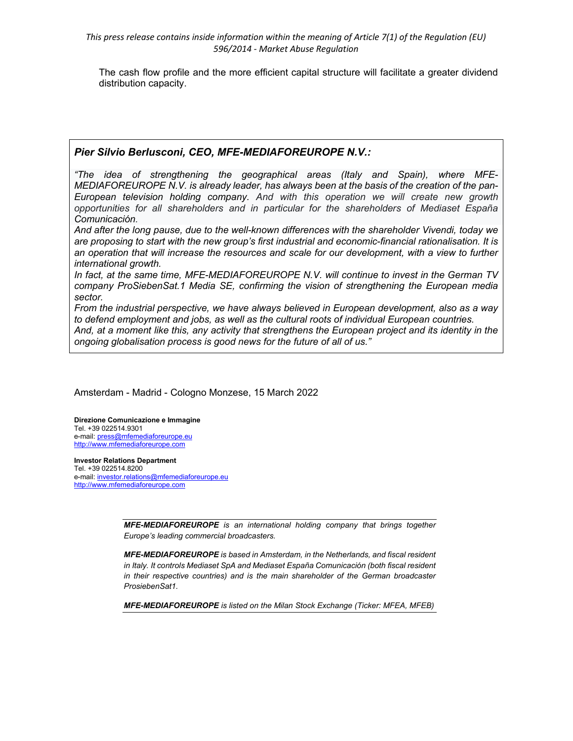The cash flow profile and the more efficient capital structure will facilitate a greater dividend distribution capacity.

***Pier Silvio Berlusconi, CEO, MFE-MEDIAFOREUROPE N.V.:***

*"The idea of strengthening the geographical areas (Italy and Spain), where MFE-MEDIAFOREUROPE N.V. is already leader, has always been at the basis of the creation of the pan-European television holding company. And with this operation we will create new growth opportunities for all shareholders and in particular for the shareholders of Mediaset España Comunicación.*

*And after the long pause, due to the well-known differences with the shareholder Vivendi, today we are proposing to start with the new group's first industrial and economic-financial rationalisation. It is an operation that will increase the resources and scale for our development, with a view to further international growth.*

*In fact, at the same time, MFE-MEDIAFOREUROPE N.V. will continue to invest in the German TV company ProSiebenSat.1 Media SE, confirming the vision of strengthening the European media sector.*

*From the industrial perspective, we have always believed in European development, also as a way to defend employment and jobs, as well as the cultural roots of individual European countries.*

*And, at a moment like this, any activity that strengthens the European project and its identity in the ongoing globalisation process is good news for the future of all of us."*

Amsterdam - Madrid - Cologno Monzese, 15 March 2022

**Direzione Comunicazione e Immagine**
Tel. +39 022514.9301
e-mail: press@mfemediaforeurope.eu
http://www.mfemediaforeurope.com

**Investor Relations Department**
Tel. +39 022514.8200
e-mail: investor.relations@mfemediaforeurope.eu
http://www.mfemediaforeurope.com

***MFE-MEDIAFOREUROPE*** *is an international holding company that brings together Europe's leading commercial broadcasters.*

***MFE-MEDIAFOREUROPE*** *is based in Amsterdam, in the Netherlands, and fiscal resident in Italy. It controls Mediaset SpA and Mediaset España Comunicación (both fiscal resident in their respective countries) and is the main shareholder of the German broadcaster ProsiebenSat1.*

***MFE-MEDIAFOREUROPE*** *is listed on the Milan Stock Exchange (Ticker: MFEA, MFEB)*